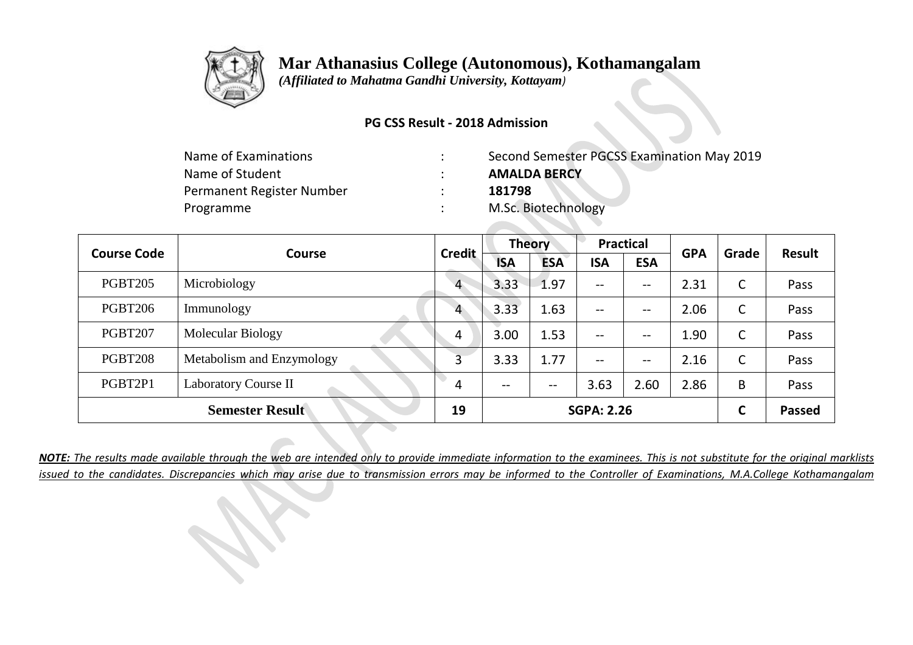# Mar Athanasius College (Autonomous), Kothamangalam

*(Affiliated to Mahatma Gandhi University, Kottayam)*

**PG CSS Result - 2018 Admission**

| | | |
|---|---|---|
| Name of Examinations | : | Second Semester PGCSS Examination May 2019 |
| Name of Student | : | **AMALDA BERCY** |
| Permanent Register Number | : | **181798** |
| Programme | : | M.Sc. Biotechnology |

| Course Code | Course | Credit | Theory | | Practical | | GPA | Grade | Result |
|---|---|---|---|---|---|---|---|---|---|
| | | | ISA | ESA | ISA | ESA | | | |
| PGBT205 | Microbiology | 4 | 3.33 | 1.97 | -- | -- | 2.31 | C | Pass |
| PGBT206 | Immunology | 4 | 3.33 | 1.63 | -- | -- | 2.06 | C | Pass |
| PGBT207 | Molecular Biology | 4 | 3.00 | 1.53 | -- | -- | 1.90 | C | Pass |
| PGBT208 | Metabolism and Enzymology | 3 | 3.33 | 1.77 | -- | -- | 2.16 | C | Pass |
| PGBT2P1 | Laboratory Course II | 4 | -- | -- | 3.63 | 2.60 | 2.86 | B | Pass |
| **Semester Result** | | **19** | **SGPA: 2.26** | | | | | **C** | **Passed** |

***NOTE:** The results made available through the web are intended only to provide immediate information to the examinees. This is not substitute for the original marklists issued to the candidates. Discrepancies which may arise due to transmission errors may be informed to the Controller of Examinations, M.A.College Kothamangalam*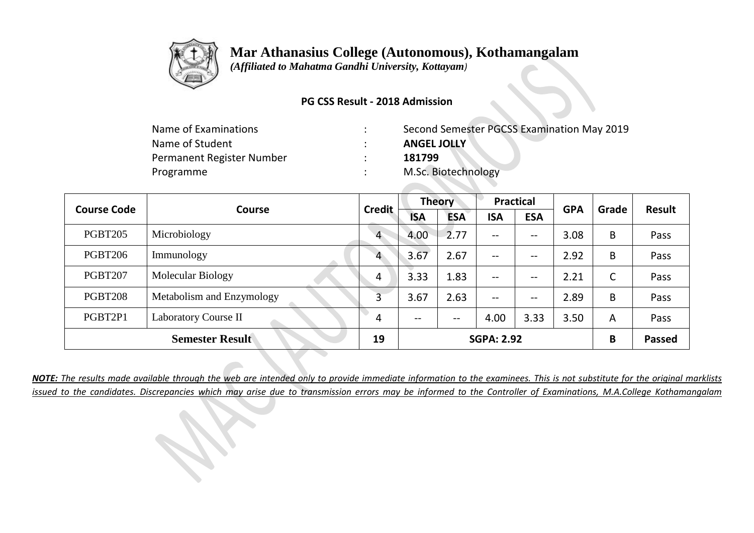# Mar Athanasius College (Autonomous), Kothamangalam

*(Affiliated to Mahatma Gandhi University, Kottayam)*

**PG CSS Result - 2018 Admission**

| | | |
|---|---|---|
| Name of Examinations | : | Second Semester PGCSS Examination May 2019 |
| Name of Student | : | **ANGEL JOLLY** |
| Permanent Register Number | : | **181799** |
| Programme | : | M.Sc. Biotechnology |

| Course Code | Course | Credit | Theory | | Practical | | GPA | Grade | Result |
|---|---|---|---|---|---|---|---|---|---|
| | | | ISA | ESA | ISA | ESA | | | |
| PGBT205 | Microbiology | 4 | 4.00 | 2.77 | -- | -- | 3.08 | B | Pass |
| PGBT206 | Immunology | 4 | 3.67 | 2.67 | -- | -- | 2.92 | B | Pass |
| PGBT207 | Molecular Biology | 4 | 3.33 | 1.83 | -- | -- | 2.21 | C | Pass |
| PGBT208 | Metabolism and Enzymology | 3 | 3.67 | 2.63 | -- | -- | 2.89 | B | Pass |
| PGBT2P1 | Laboratory Course II | 4 | -- | -- | 4.00 | 3.33 | 3.50 | A | Pass |
| **Semester Result** | | **19** | **SGPA: 2.92** | | | | | **B** | **Passed** |

***NOTE:** The results made available through the web are intended only to provide immediate information to the examinees. This is not substitute for the original marklists issued to the candidates. Discrepancies which may arise due to transmission errors may be informed to the Controller of Examinations, M.A.College Kothamangalam*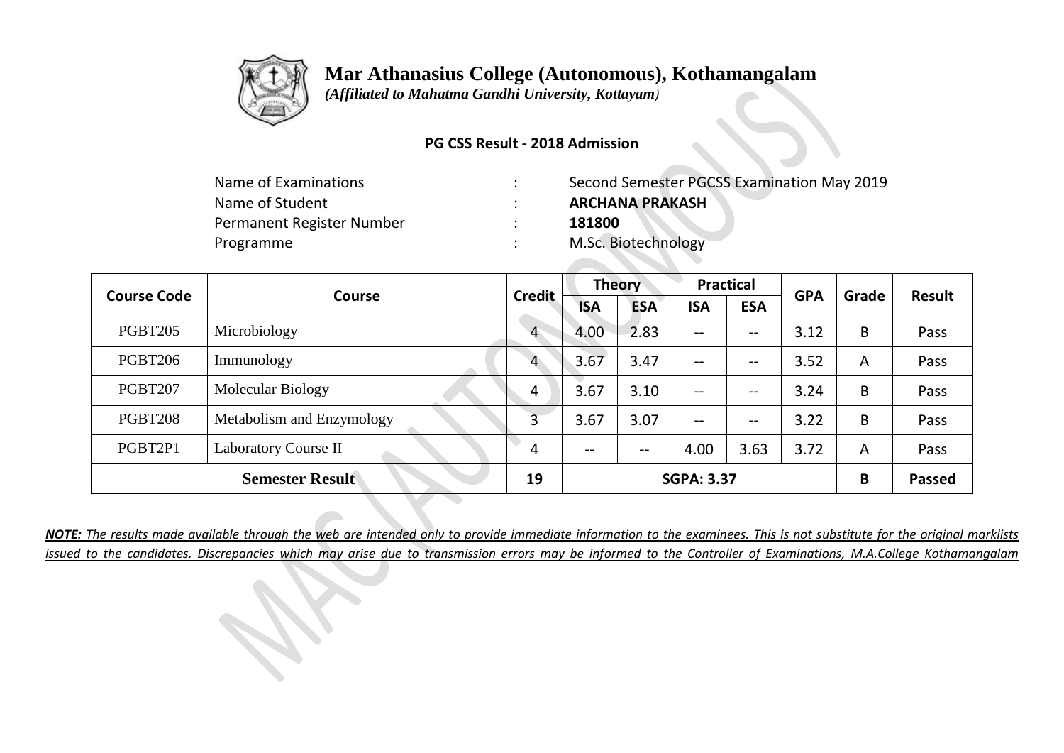# Mar Athanasius College (Autonomous), Kothamangalam

*(Affiliated to Mahatma Gandhi University, Kottayam)*

**PG CSS Result - 2018 Admission**

| | | |
|---|---|---|
| Name of Examinations | : | Second Semester PGCSS Examination May 2019 |
| Name of Student | : | **ARCHANA PRAKASH** |
| Permanent Register Number | : | **181800** |
| Programme | : | M.Sc. Biotechnology |

| Course Code | Course | Credit | Theory | | Practical | | GPA | Grade | Result |
|---|---|---|---|---|---|---|---|---|---|
| | | | ISA | ESA | ISA | ESA | | | |
| PGBT205 | Microbiology | 4 | 4.00 | 2.83 | -- | -- | 3.12 | B | Pass |
| PGBT206 | Immunology | 4 | 3.67 | 3.47 | -- | -- | 3.52 | A | Pass |
| PGBT207 | Molecular Biology | 4 | 3.67 | 3.10 | -- | -- | 3.24 | B | Pass |
| PGBT208 | Metabolism and Enzymology | 3 | 3.67 | 3.07 | -- | -- | 3.22 | B | Pass |
| PGBT2P1 | Laboratory Course II | 4 | -- | -- | 4.00 | 3.63 | 3.72 | A | Pass |
| **Semester Result** | | **19** | **SGPA: 3.37** | | | | | **B** | **Passed** |

***NOTE:*** *The results made available through the web are intended only to provide immediate information to the examinees. This is not substitute for the original marklists issued to the candidates. Discrepancies which may arise due to transmission errors may be informed to the Controller of Examinations, M.A.College Kothamangalam*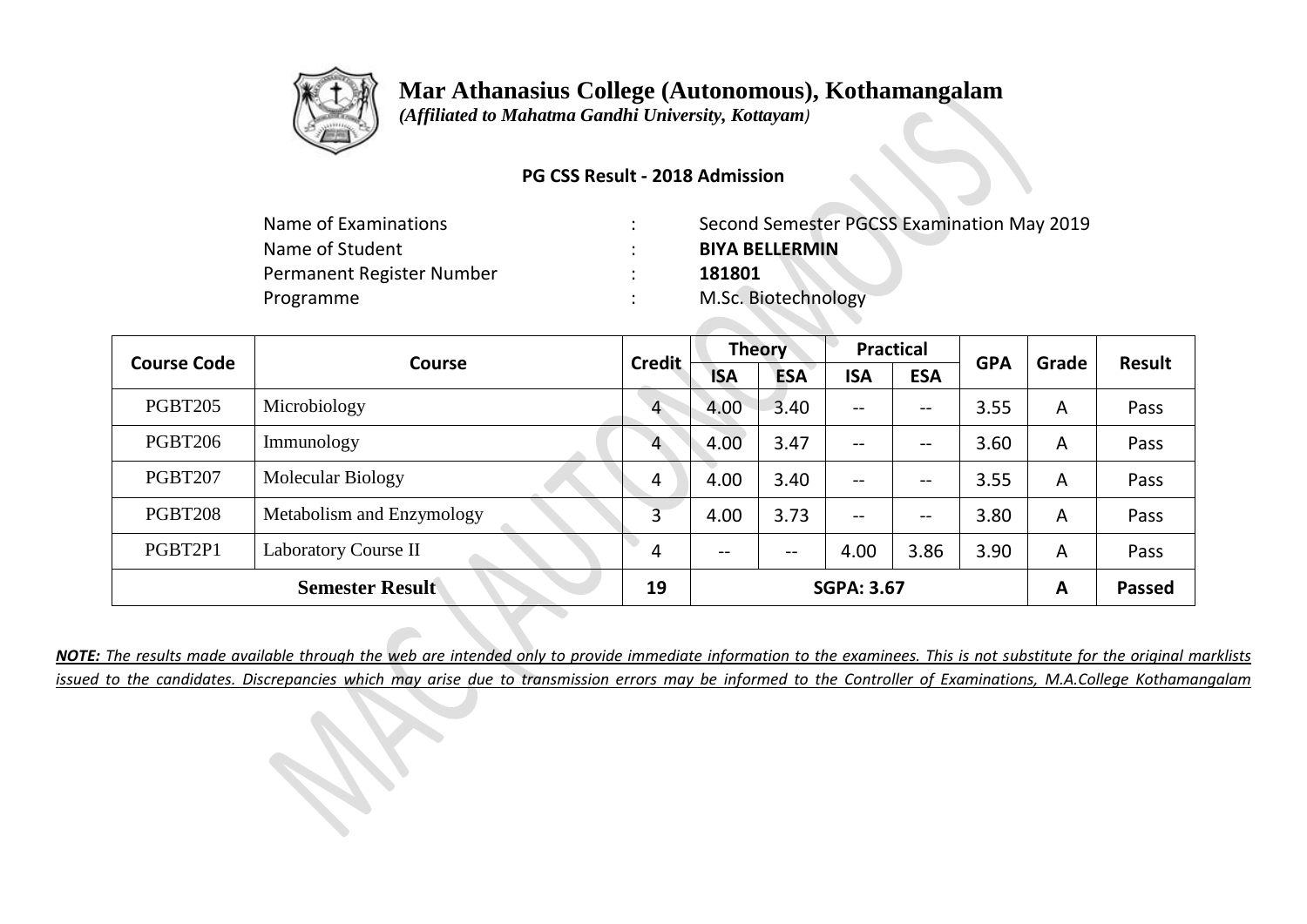# Mar Athanasius College (Autonomous), Kothamangalam

*(Affiliated to Mahatma Gandhi University, Kottayam)*

**PG CSS Result - 2018 Admission**

| | | |
|---|---|---|
| Name of Examinations | : | Second Semester PGCSS Examination May 2019 |
| Name of Student | : | **BIYA BELLERMIN** |
| Permanent Register Number | : | **181801** |
| Programme | : | M.Sc. Biotechnology |

| Course Code | Course | Credit | Theory | | Practical | | GPA | Grade | Result |
|---|---|---|---|---|---|---|---|---|---|
| | | | ISA | ESA | ISA | ESA | | | |
| PGBT205 | Microbiology | 4 | 4.00 | 3.40 | -- | -- | 3.55 | A | Pass |
| PGBT206 | Immunology | 4 | 4.00 | 3.47 | -- | -- | 3.60 | A | Pass |
| PGBT207 | Molecular Biology | 4 | 4.00 | 3.40 | -- | -- | 3.55 | A | Pass |
| PGBT208 | Metabolism and Enzymology | 3 | 4.00 | 3.73 | -- | -- | 3.80 | A | Pass |
| PGBT2P1 | Laboratory Course II | 4 | -- | -- | 4.00 | 3.86 | 3.90 | A | Pass |
| **Semester Result** | | **19** | **SGPA: 3.67** | | | | | **A** | **Passed** |

***NOTE:*** *The results made available through the web are intended only to provide immediate information to the examinees. This is not substitute for the original marklists issued to the candidates. Discrepancies which may arise due to transmission errors may be informed to the Controller of Examinations, M.A.College Kothamangalam*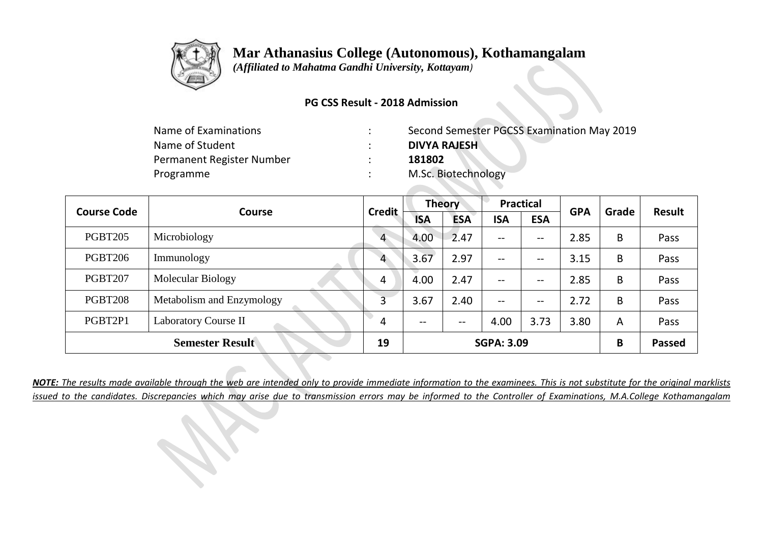# Mar Athanasius College (Autonomous), Kothamangalam

*(Affiliated to Mahatma Gandhi University, Kottayam)*

**PG CSS Result - 2018 Admission**

| | | |
|---|---|---|
| Name of Examinations | : | Second Semester PGCSS Examination May 2019 |
| Name of Student | : | **DIVYA RAJESH** |
| Permanent Register Number | : | **181802** |
| Programme | : | M.Sc. Biotechnology |

| Course Code | Course | Credit | Theory | | Practical | | GPA | Grade | Result |
|---|---|---|---|---|---|---|---|---|---|
| | | | ISA | ESA | ISA | ESA | | | |
| PGBT205 | Microbiology | 4 | 4.00 | 2.47 | -- | -- | 2.85 | B | Pass |
| PGBT206 | Immunology | 4 | 3.67 | 2.97 | -- | -- | 3.15 | B | Pass |
| PGBT207 | Molecular Biology | 4 | 4.00 | 2.47 | -- | -- | 2.85 | B | Pass |
| PGBT208 | Metabolism and Enzymology | 3 | 3.67 | 2.40 | -- | -- | 2.72 | B | Pass |
| PGBT2P1 | Laboratory Course II | 4 | -- | -- | 4.00 | 3.73 | 3.80 | A | Pass |
| **Semester Result** | | **19** | **SGPA: 3.09** | | | | | **B** | **Passed** |

***NOTE:** The results made available through the web are intended only to provide immediate information to the examinees. This is not substitute for the original marklists issued to the candidates. Discrepancies which may arise due to transmission errors may be informed to the Controller of Examinations, M.A.College Kothamangalam*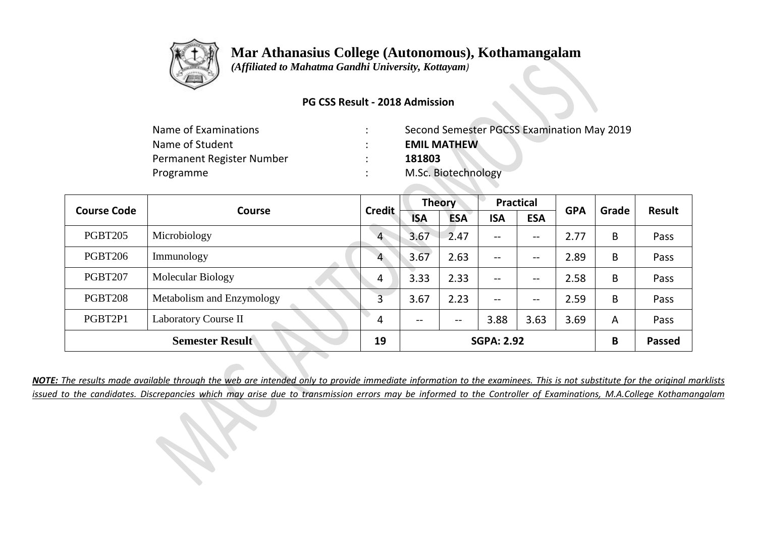# Mar Athanasius College (Autonomous), Kothamangalam

*(Affiliated to Mahatma Gandhi University, Kottayam)*

**PG CSS Result - 2018 Admission**

| | | |
|---|---|---|
| Name of Examinations | : | Second Semester PGCSS Examination May 2019 |
| Name of Student | : | **EMIL MATHEW** |
| Permanent Register Number | : | **181803** |
| Programme | : | M.Sc. Biotechnology |

| Course Code | Course | Credit | Theory | | Practical | | GPA | Grade | Result |
|---|---|---|---|---|---|---|---|---|---|
| | | | ISA | ESA | ISA | ESA | | | |
| PGBT205 | Microbiology | 4 | 3.67 | 2.47 | -- | -- | 2.77 | B | Pass |
| PGBT206 | Immunology | 4 | 3.67 | 2.63 | -- | -- | 2.89 | B | Pass |
| PGBT207 | Molecular Biology | 4 | 3.33 | 2.33 | -- | -- | 2.58 | B | Pass |
| PGBT208 | Metabolism and Enzymology | 3 | 3.67 | 2.23 | -- | -- | 2.59 | B | Pass |
| PGBT2P1 | Laboratory Course II | 4 | -- | -- | 3.88 | 3.63 | 3.69 | A | Pass |
| **Semester Result** | | **19** | **SGPA: 2.92** | | | | | **B** | **Passed** |

***NOTE:*** *The results made available through the web are intended only to provide immediate information to the examinees. This is not substitute for the original marklists issued to the candidates. Discrepancies which may arise due to transmission errors may be informed to the Controller of Examinations, M.A.College Kothamangalam*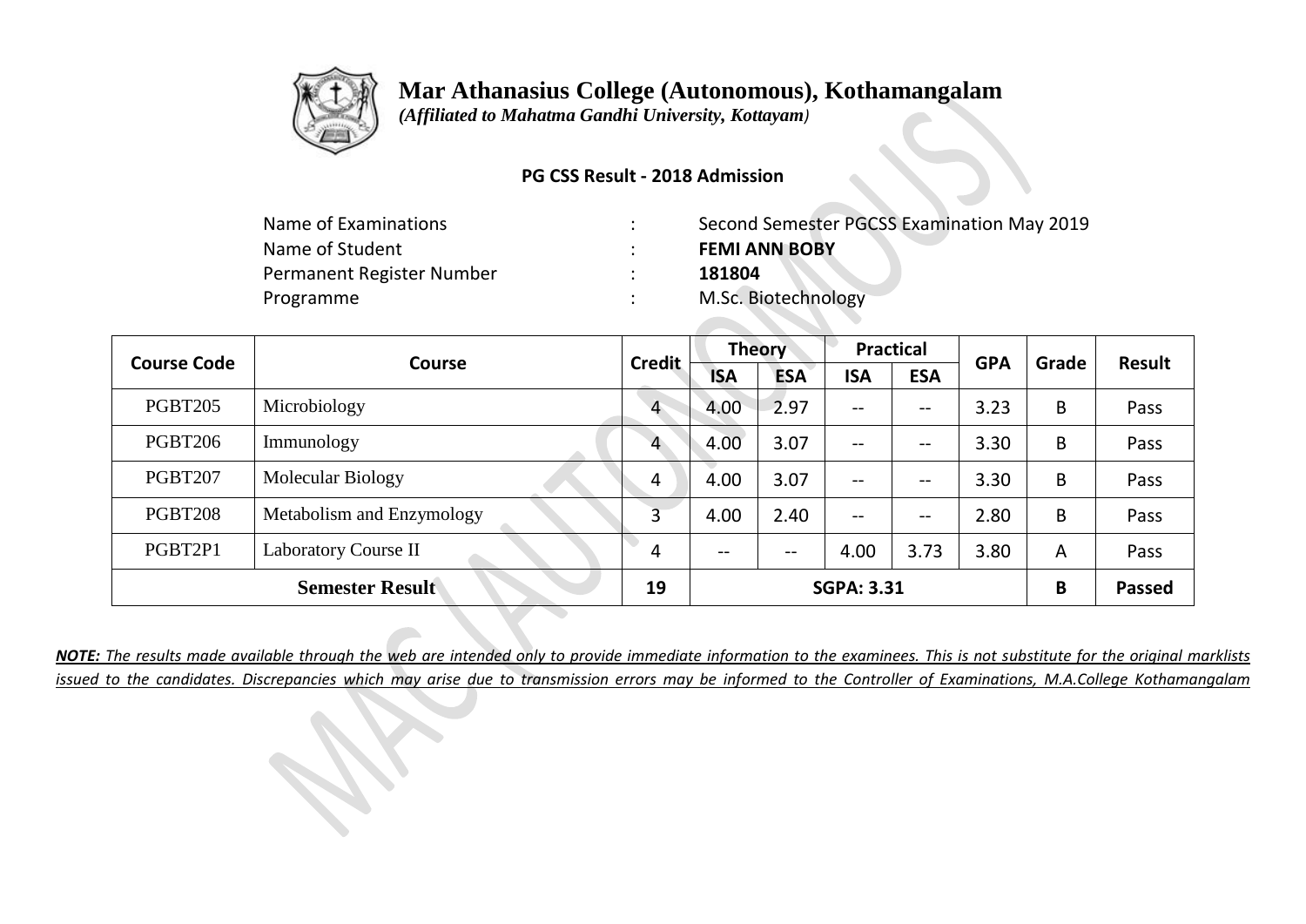# Mar Athanasius College (Autonomous), Kothamangalam

*(Affiliated to Mahatma Gandhi University, Kottayam)*

**PG CSS Result - 2018 Admission**

| | | |
|---|---|---|
| Name of Examinations | : | Second Semester PGCSS Examination May 2019 |
| Name of Student | : | **FEMI ANN BOBY** |
| Permanent Register Number | : | **181804** |
| Programme | : | M.Sc. Biotechnology |

| Course Code | Course | Credit | Theory | | Practical | | GPA | Grade | Result |
|---|---|---|---|---|---|---|---|---|---|
| | | | ISA | ESA | ISA | ESA | | | |
| PGBT205 | Microbiology | 4 | 4.00 | 2.97 | -- | -- | 3.23 | B | Pass |
| PGBT206 | Immunology | 4 | 4.00 | 3.07 | -- | -- | 3.30 | B | Pass |
| PGBT207 | Molecular Biology | 4 | 4.00 | 3.07 | -- | -- | 3.30 | B | Pass |
| PGBT208 | Metabolism and Enzymology | 3 | 4.00 | 2.40 | -- | -- | 2.80 | B | Pass |
| PGBT2P1 | Laboratory Course II | 4 | -- | -- | 4.00 | 3.73 | 3.80 | A | Pass |
| **Semester Result** | | **19** | **SGPA: 3.31** | | | | | **B** | **Passed** |

***NOTE:*** *The results made available through the web are intended only to provide immediate information to the examinees. This is not substitute for the original marklists issued to the candidates. Discrepancies which may arise due to transmission errors may be informed to the Controller of Examinations, M.A.College Kothamangalam*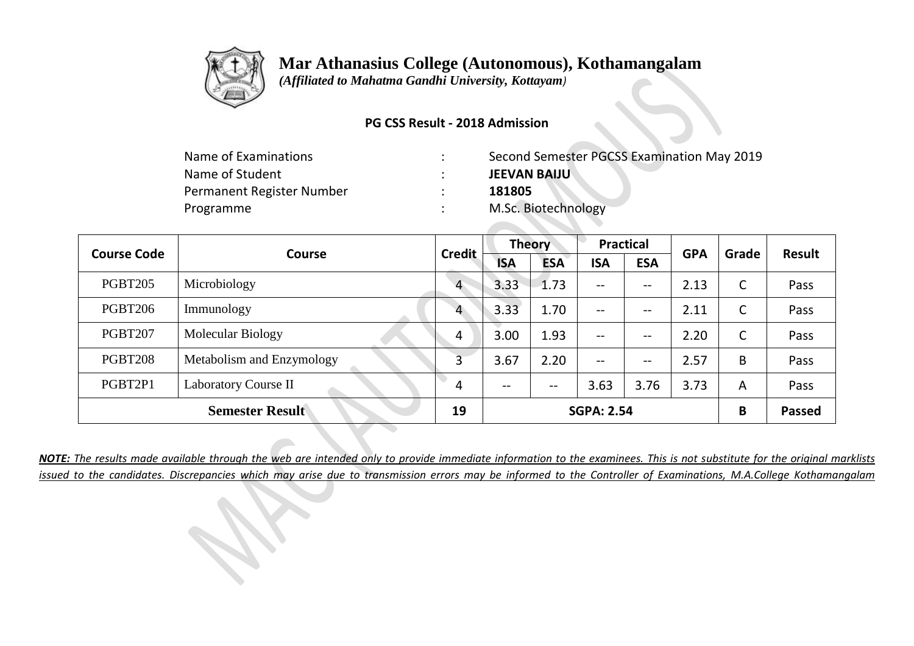# Mar Athanasius College (Autonomous), Kothamangalam

*(Affiliated to Mahatma Gandhi University, Kottayam)*

**PG CSS Result - 2018 Admission**

| | | |
|---|---|---|
| Name of Examinations | : | Second Semester PGCSS Examination May 2019 |
| Name of Student | : | **JEEVAN BAIJU** |
| Permanent Register Number | : | **181805** |
| Programme | : | M.Sc. Biotechnology |

| Course Code | Course | Credit | Theory | | Practical | | GPA | Grade | Result |
|---|---|---|---|---|---|---|---|---|---|
| | | | ISA | ESA | ISA | ESA | | | |
| PGBT205 | Microbiology | 4 | 3.33 | 1.73 | -- | -- | 2.13 | C | Pass |
| PGBT206 | Immunology | 4 | 3.33 | 1.70 | -- | -- | 2.11 | C | Pass |
| PGBT207 | Molecular Biology | 4 | 3.00 | 1.93 | -- | -- | 2.20 | C | Pass |
| PGBT208 | Metabolism and Enzymology | 3 | 3.67 | 2.20 | -- | -- | 2.57 | B | Pass |
| PGBT2P1 | Laboratory Course II | 4 | -- | -- | 3.63 | 3.76 | 3.73 | A | Pass |
| **Semester Result** | | **19** | **SGPA: 2.54** | | | | | **B** | **Passed** |

***NOTE:** The results made available through the web are intended only to provide immediate information to the examinees. This is not substitute for the original marklists issued to the candidates. Discrepancies which may arise due to transmission errors may be informed to the Controller of Examinations, M.A.College Kothamangalam*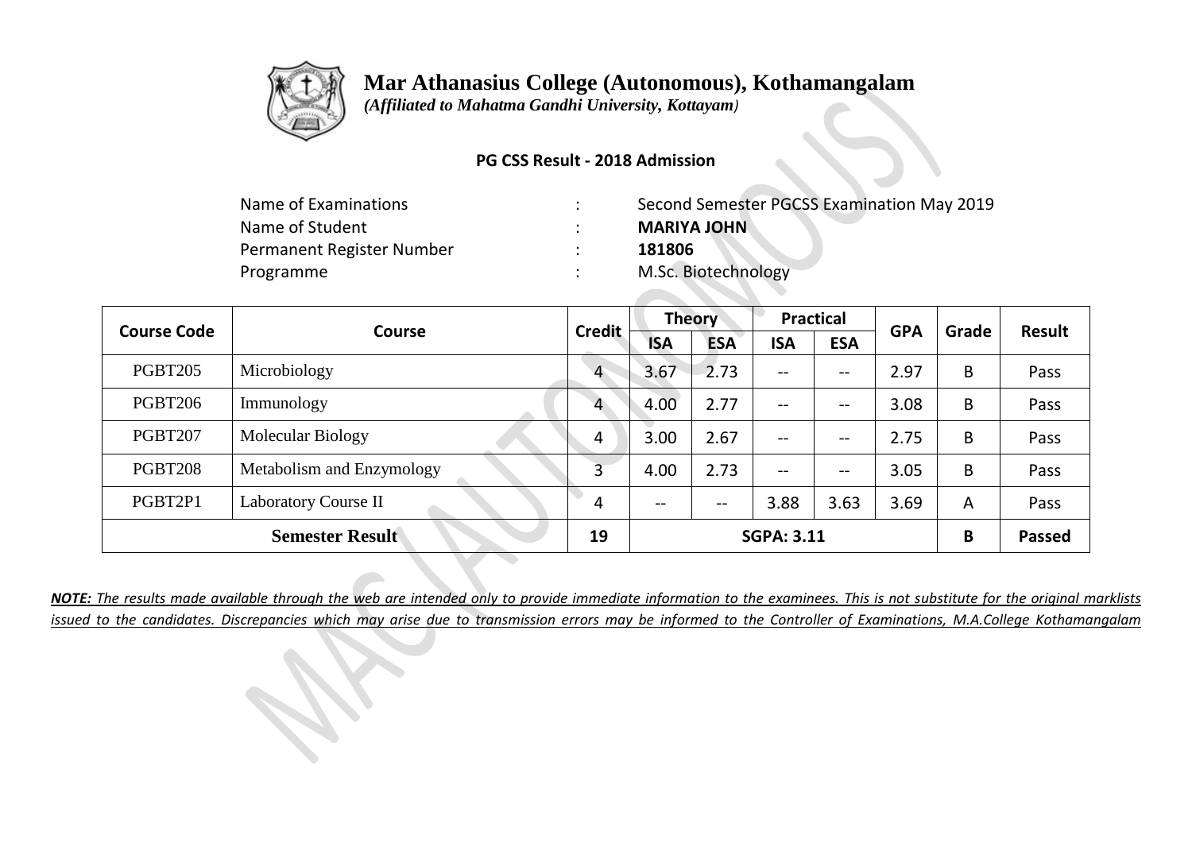# Mar Athanasius College (Autonomous), Kothamangalam

*(Affiliated to Mahatma Gandhi University, Kottayam)*

**PG CSS Result - 2018 Admission**

| | | |
|---|---|---|
| Name of Examinations | : | Second Semester PGCSS Examination May 2019 |
| Name of Student | : | **MARIYA JOHN** |
| Permanent Register Number | : | **181806** |
| Programme | : | M.Sc. Biotechnology |

| Course Code | Course | Credit | Theory | | Practical | | GPA | Grade | Result |
|---|---|---|---|---|---|---|---|---|---|
| | | | ISA | ESA | ISA | ESA | | | |
| PGBT205 | Microbiology | 4 | 3.67 | 2.73 | -- | -- | 2.97 | B | Pass |
| PGBT206 | Immunology | 4 | 4.00 | 2.77 | -- | -- | 3.08 | B | Pass |
| PGBT207 | Molecular Biology | 4 | 3.00 | 2.67 | -- | -- | 2.75 | B | Pass |
| PGBT208 | Metabolism and Enzymology | 3 | 4.00 | 2.73 | -- | -- | 3.05 | B | Pass |
| PGBT2P1 | Laboratory Course II | 4 | -- | -- | 3.88 | 3.63 | 3.69 | A | Pass |
| **Semester Result** | | **19** | **SGPA: 3.11** | | | | | **B** | **Passed** |

***NOTE:*** *The results made available through the web are intended only to provide immediate information to the examinees. This is not substitute for the original marklists issued to the candidates. Discrepancies which may arise due to transmission errors may be informed to the Controller of Examinations, M.A.College Kothamangalam*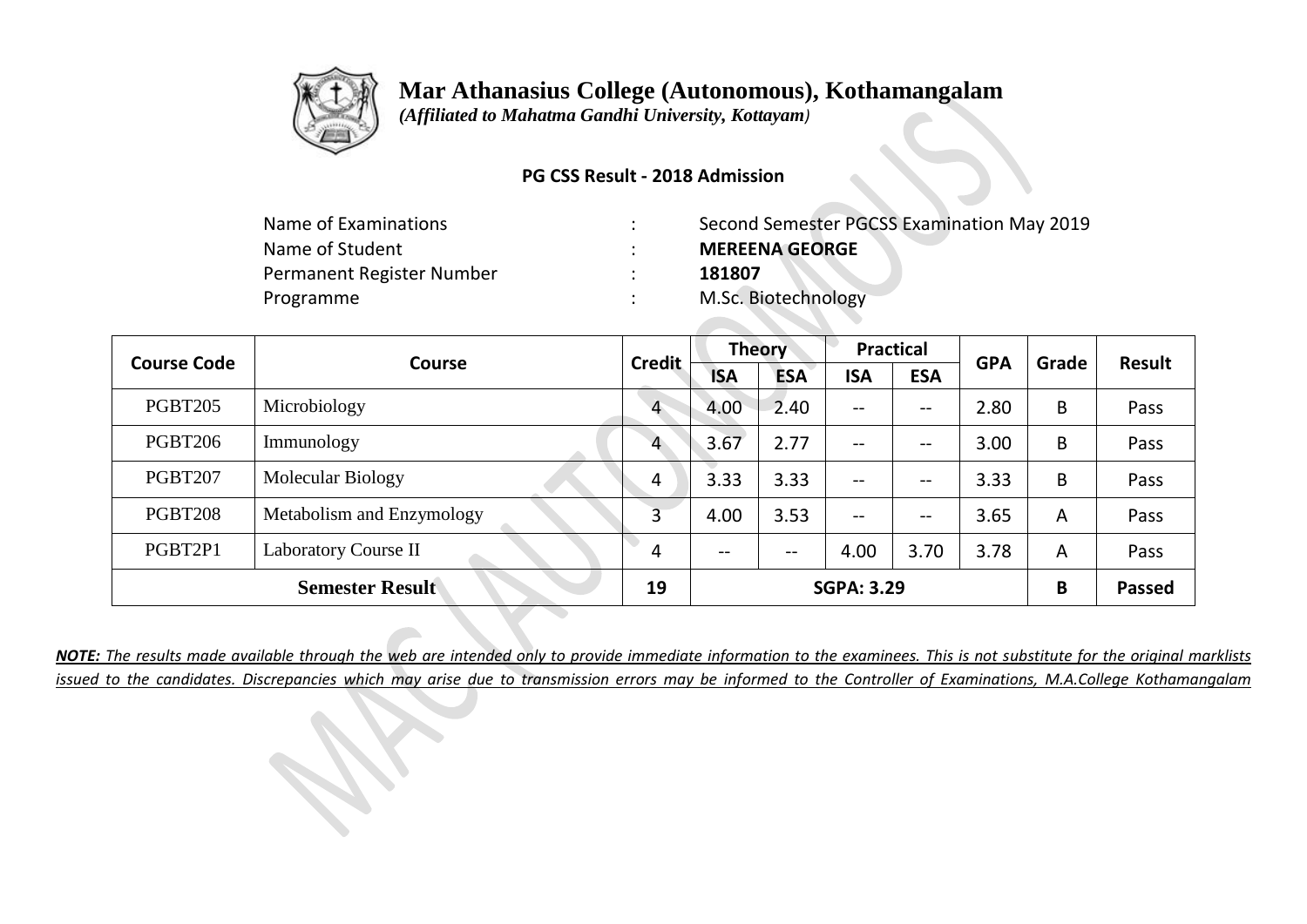# Mar Athanasius College (Autonomous), Kothamangalam

*(Affiliated to Mahatma Gandhi University, Kottayam)*

**PG CSS Result - 2018 Admission**

| | | |
|---|---|---|
| Name of Examinations | : | Second Semester PGCSS Examination May 2019 |
| Name of Student | : | **MEREENA GEORGE** |
| Permanent Register Number | : | **181807** |
| Programme | : | M.Sc. Biotechnology |

| Course Code | Course | Credit | Theory | | Practical | | GPA | Grade | Result |
|---|---|---|---|---|---|---|---|---|---|
| | | | ISA | ESA | ISA | ESA | | | |
| PGBT205 | Microbiology | 4 | 4.00 | 2.40 | -- | -- | 2.80 | B | Pass |
| PGBT206 | Immunology | 4 | 3.67 | 2.77 | -- | -- | 3.00 | B | Pass |
| PGBT207 | Molecular Biology | 4 | 3.33 | 3.33 | -- | -- | 3.33 | B | Pass |
| PGBT208 | Metabolism and Enzymology | 3 | 4.00 | 3.53 | -- | -- | 3.65 | A | Pass |
| PGBT2P1 | Laboratory Course II | 4 | -- | -- | 4.00 | 3.70 | 3.78 | A | Pass |
| **Semester Result** | | **19** | **SGPA: 3.29** | | | | | **B** | **Passed** |

***NOTE:*** *The results made available through the web are intended only to provide immediate information to the examinees. This is not substitute for the original marklists issued to the candidates. Discrepancies which may arise due to transmission errors may be informed to the Controller of Examinations, M.A.College Kothamangalam*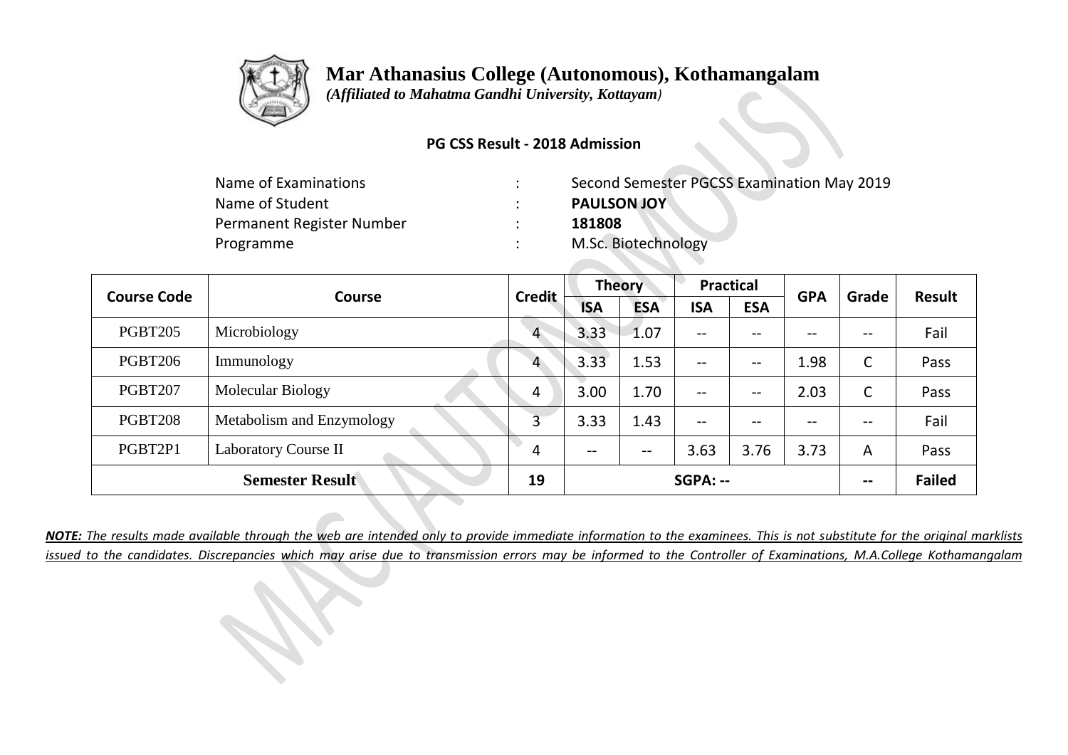# Mar Athanasius College (Autonomous), Kothamangalam

*(Affiliated to Mahatma Gandhi University, Kottayam)*

**PG CSS Result - 2018 Admission**

| | | |
|---|---|---|
| Name of Examinations | : | Second Semester PGCSS Examination May 2019 |
| Name of Student | : | **PAULSON JOY** |
| Permanent Register Number | : | **181808** |
| Programme | : | M.Sc. Biotechnology |

| Course Code | Course | Credit | Theory | | Practical | | GPA | Grade | Result |
|---|---|---|---|---|---|---|---|---|---|
| | | | ISA | ESA | ISA | ESA | | | |
| PGBT205 | Microbiology | 4 | 3.33 | 1.07 | -- | -- | -- | -- | Fail |
| PGBT206 | Immunology | 4 | 3.33 | 1.53 | -- | -- | 1.98 | C | Pass |
| PGBT207 | Molecular Biology | 4 | 3.00 | 1.70 | -- | -- | 2.03 | C | Pass |
| PGBT208 | Metabolism and Enzymology | 3 | 3.33 | 1.43 | -- | -- | -- | -- | Fail |
| PGBT2P1 | Laboratory Course II | 4 | -- | -- | 3.63 | 3.76 | 3.73 | A | Pass |
| **Semester Result** | | **19** | **SGPA: --** | | | | | **--** | **Failed** |

***NOTE:*** *The results made available through the web are intended only to provide immediate information to the examinees. This is not substitute for the original marklists issued to the candidates. Discrepancies which may arise due to transmission errors may be informed to the Controller of Examinations, M.A.College Kothamangalam*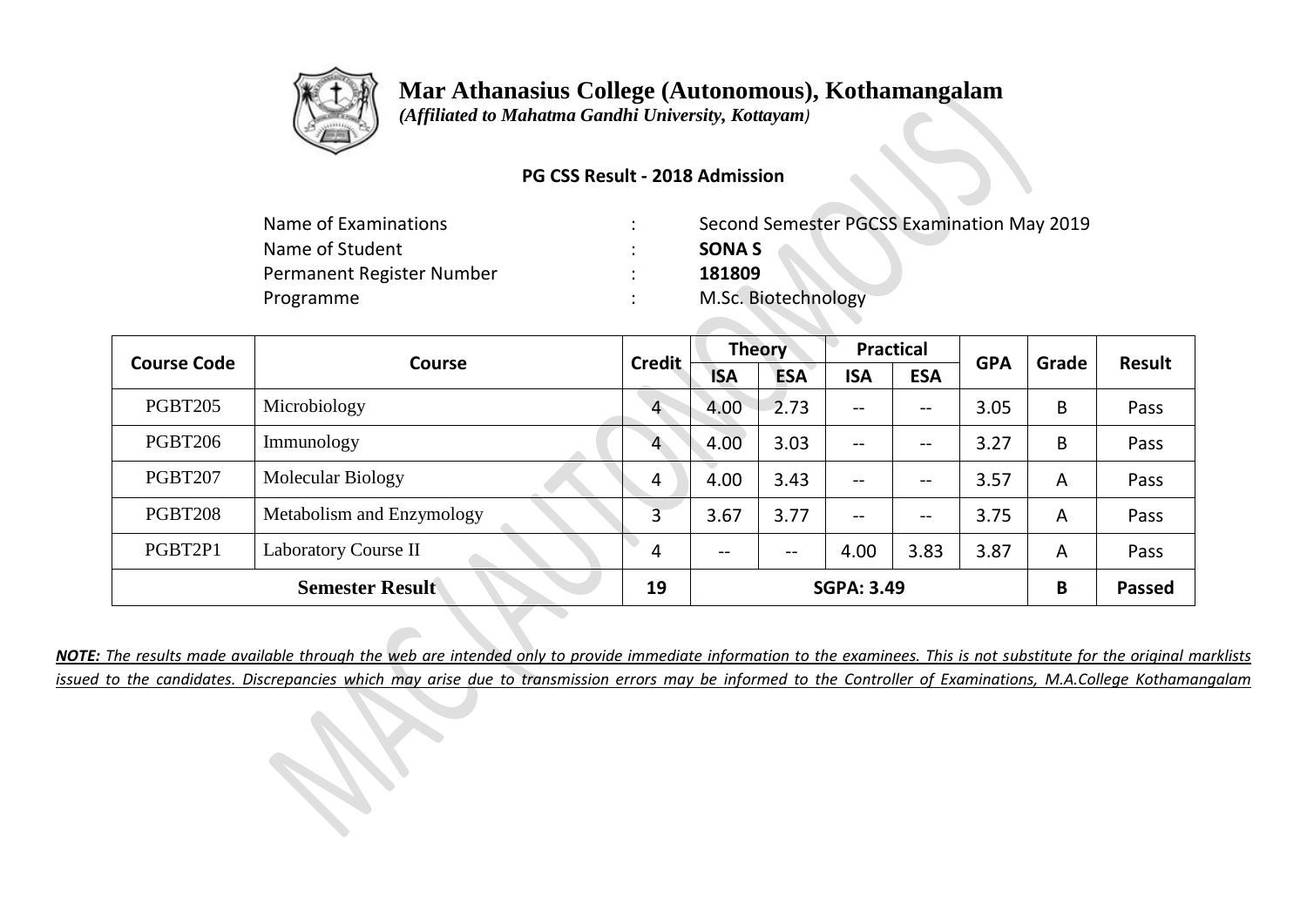# Mar Athanasius College (Autonomous), Kothamangalam

*(Affiliated to Mahatma Gandhi University, Kottayam)*

**PG CSS Result - 2018 Admission**

| | | |
|---|---|---|
| Name of Examinations | : | Second Semester PGCSS Examination May 2019 |
| Name of Student | : | **SONA S** |
| Permanent Register Number | : | **181809** |
| Programme | : | M.Sc. Biotechnology |

| Course Code | Course | Credit | Theory | | Practical | | GPA | Grade | Result |
|---|---|---|---|---|---|---|---|---|---|
| | | | ISA | ESA | ISA | ESA | | | |
| PGBT205 | Microbiology | 4 | 4.00 | 2.73 | -- | -- | 3.05 | B | Pass |
| PGBT206 | Immunology | 4 | 4.00 | 3.03 | -- | -- | 3.27 | B | Pass |
| PGBT207 | Molecular Biology | 4 | 4.00 | 3.43 | -- | -- | 3.57 | A | Pass |
| PGBT208 | Metabolism and Enzymology | 3 | 3.67 | 3.77 | -- | -- | 3.75 | A | Pass |
| PGBT2P1 | Laboratory Course II | 4 | -- | -- | 4.00 | 3.83 | 3.87 | A | Pass |
| **Semester Result** | | **19** | **SGPA: 3.49** | | | | | **B** | **Passed** |

***NOTE:*** *The results made available through the web are intended only to provide immediate information to the examinees. This is not substitute for the original marklists issued to the candidates. Discrepancies which may arise due to transmission errors may be informed to the Controller of Examinations, M.A.College Kothamangalam*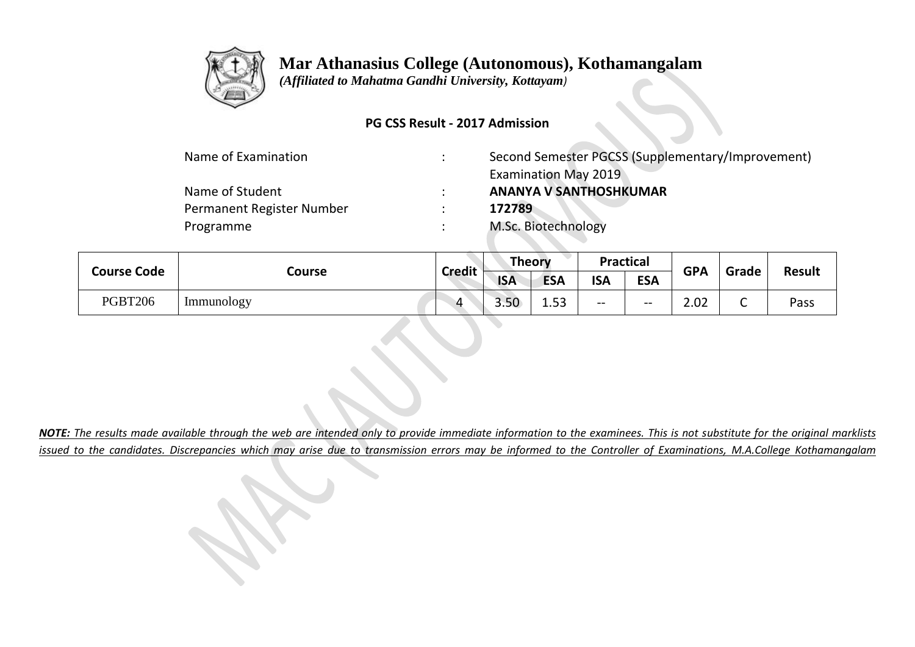# Mar Athanasius College (Autonomous), Kothamangalam

*(Affiliated to Mahatma Gandhi University, Kottayam)*

**PG CSS Result - 2017 Admission**

Name of Examination : Second Semester PGCSS (Supplementary/Improvement) Examination May 2019

Name of Student : **ANANYA V SANTHOSHKUMAR**

Permanent Register Number : **172789**

Programme : M.Sc. Biotechnology

| Course Code | Course | Credit | Theory | | Practical | | GPA | Grade | Result |
|---|---|---|---|---|---|---|---|---|---|
| | | | ISA | ESA | ISA | ESA | | | |
| PGBT206 | Immunology | 4 | 3.50 | 1.53 | -- | -- | 2.02 | C | Pass |

***NOTE:*** *The results made available through the web are intended only to provide immediate information to the examinees. This is not substitute for the original marklists issued to the candidates. Discrepancies which may arise due to transmission errors may be informed to the Controller of Examinations, M.A.College Kothamangalam*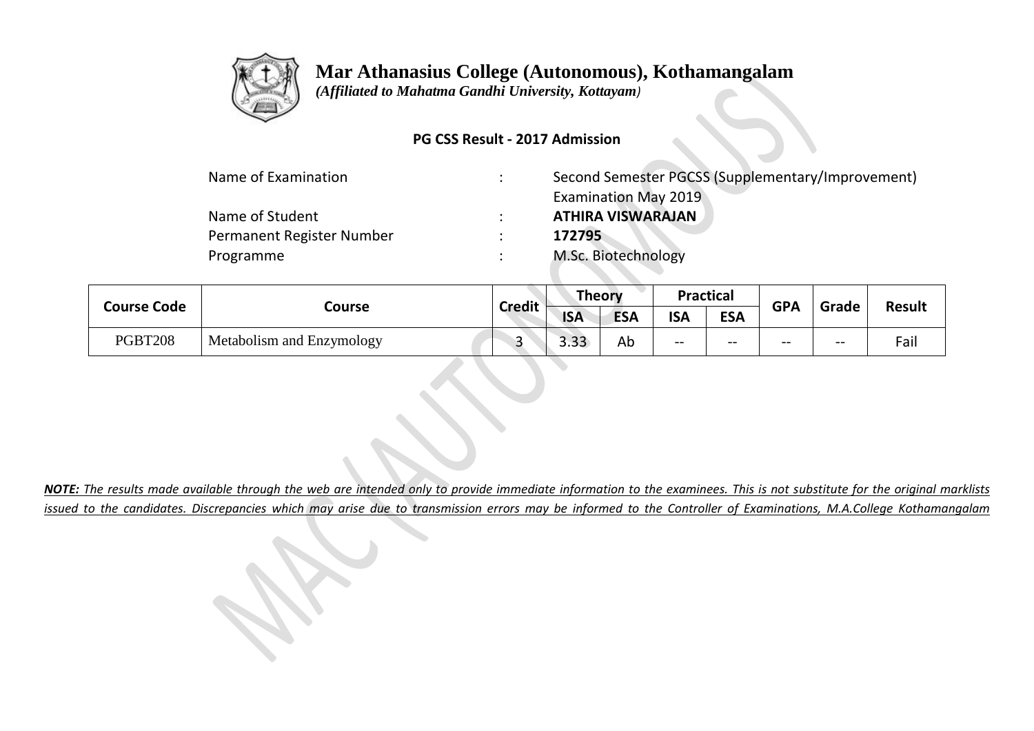# Mar Athanasius College (Autonomous), Kothamangalam

*(Affiliated to Mahatma Gandhi University, Kottayam)*

**PG CSS Result - 2017 Admission**

| | | |
|---|---|---|
| Name of Examination | : | Second Semester PGCSS (Supplementary/Improvement) Examination May 2019 |
| Name of Student | : | **ATHIRA VISWARAJAN** |
| Permanent Register Number | : | **172795** |
| Programme | : | M.Sc. Biotechnology |

| Course Code | Course | Credit | Theory | | Practical | | GPA | Grade | Result |
|---|---|---|---|---|---|---|---|---|---|
| | | | ISA | ESA | ISA | ESA | | | |
| PGBT208 | Metabolism and Enzymology | 3 | 3.33 | Ab | -- | -- | -- | -- | Fail |

***NOTE:*** *The results made available through the web are intended only to provide immediate information to the examinees. This is not substitute for the original marklists issued to the candidates. Discrepancies which may arise due to transmission errors may be informed to the Controller of Examinations, M.A.College Kothamangalam*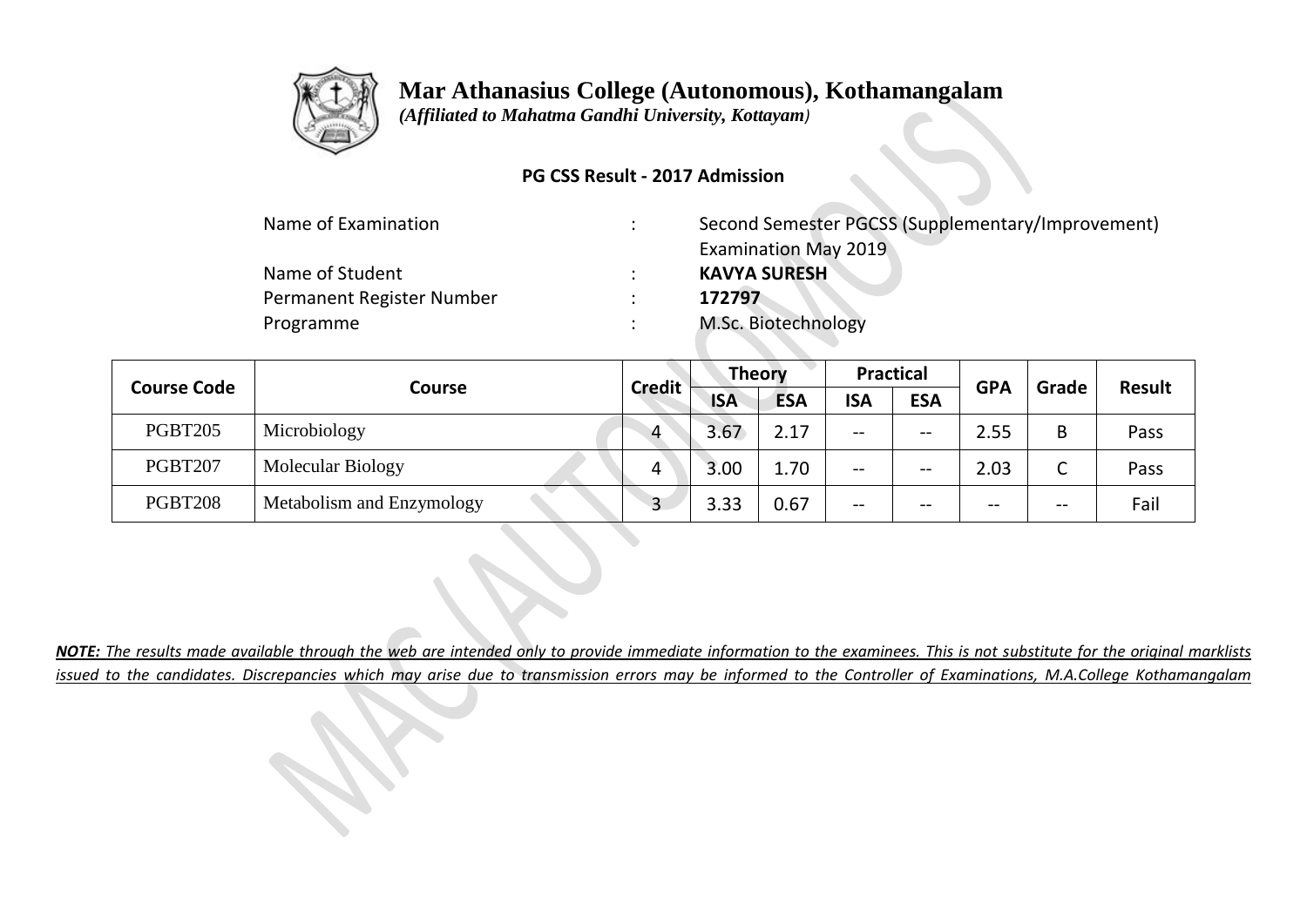# Mar Athanasius College (Autonomous), Kothamangalam

*(Affiliated to Mahatma Gandhi University, Kottayam)*

**PG CSS Result - 2017 Admission**

| | | |
|---|---|---|
| Name of Examination | : | Second Semester PGCSS (Supplementary/Improvement) Examination May 2019 |
| Name of Student | : | **KAVYA SURESH** |
| Permanent Register Number | : | **172797** |
| Programme | : | M.Sc. Biotechnology |

| Course Code | Course | Credit | Theory | | Practical | | GPA | Grade | Result |
|---|---|---|---|---|---|---|---|---|---|
| | | | ISA | ESA | ISA | ESA | | | |
| PGBT205 | Microbiology | 4 | 3.67 | 2.17 | -- | -- | 2.55 | B | Pass |
| PGBT207 | Molecular Biology | 4 | 3.00 | 1.70 | -- | -- | 2.03 | C | Pass |
| PGBT208 | Metabolism and Enzymology | 3 | 3.33 | 0.67 | -- | -- | -- | -- | Fail |

***NOTE:** The results made available through the web are intended only to provide immediate information to the examinees. This is not substitute for the original marklists issued to the candidates. Discrepancies which may arise due to transmission errors may be informed to the Controller of Examinations, M.A.College Kothamangalam*